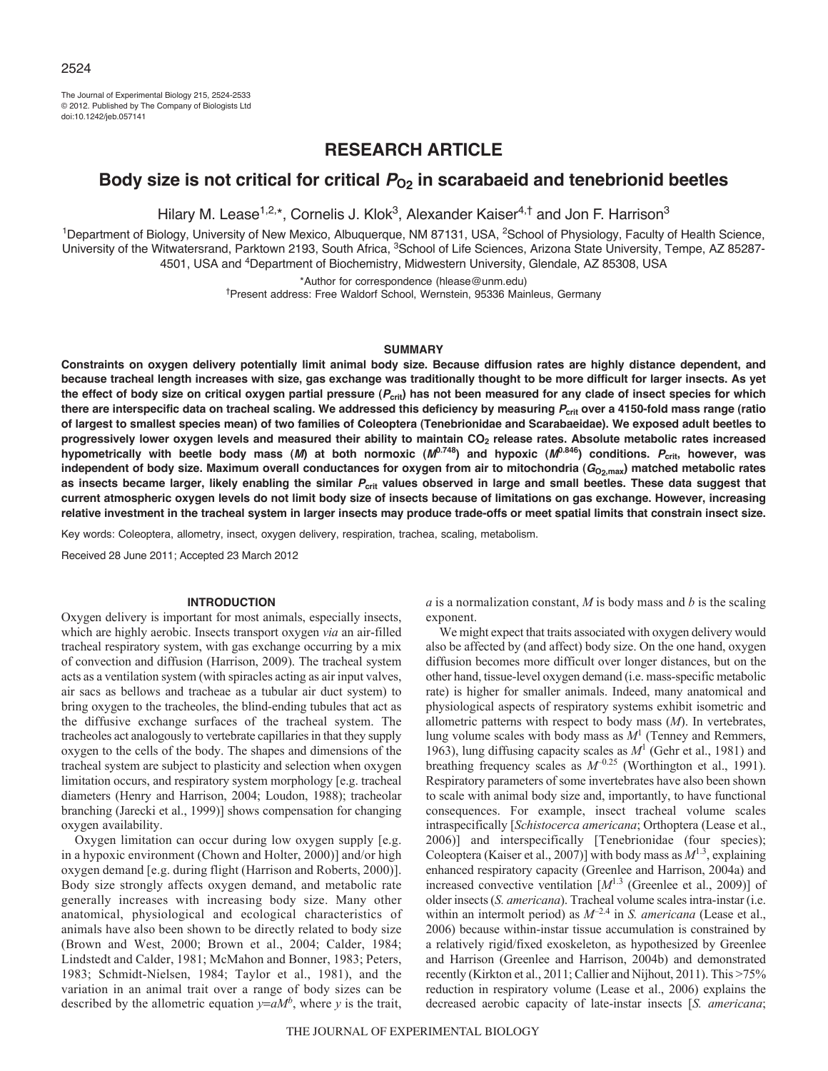# RESEARCH ARTICLE

## Body size is not critical for critical $P_{O_2}$ in scarabaeid and tenebrionid beetles

Hilary M. Lease[1,2,*], Cornelis J. Klok[3], Alexander Kaiser[4,†] and Jon F. Harrison[3]

[1]Department of Biology, University of New Mexico, Albuquerque, NM 87131, USA, [2]School of Physiology, Faculty of Health Science, University of the Witwatersrand, Parktown 2193, South Africa, [3]School of Life Sciences, Arizona State University, Tempe, AZ 85287-4501, USA and [4]Department of Biochemistry, Midwestern University, Glendale, AZ 85308, USA

*Author for correspondence (hlease@unm.edu)

†Present address: Free Waldorf School, Wernstein, 95336 Mainleus, Germany

### SUMMARY

**Constraints on oxygen delivery potentially limit animal body size. Because diffusion rates are highly distance dependent, and because tracheal length increases with size, gas exchange was traditionally thought to be more difficult for larger insects. As yet the effect of body size on critical oxygen partial pressure ($P_{crit}$) has not been measured for any clade of insect species for which there are interspecific data on tracheal scaling. We addressed this deficiency by measuring $P_{crit}$ over a 4150-fold mass range (ratio of largest to smallest species mean) of two families of Coleoptera (Tenebrionidae and Scarabaeidae). We exposed adult beetles to progressively lower oxygen levels and measured their ability to maintain $CO_2$ release rates. Absolute metabolic rates increased hypometrically with beetle body mass (*M*) at both normoxic ($M^{0.748}$) and hypoxic ($M^{0.846}$) conditions. $P_{crit}$, however, was independent of body size. Maximum overall conductances for oxygen from air to mitochondria ($G_{O_2,max}$) matched metabolic rates as insects became larger, likely enabling the similar $P_{crit}$ values observed in large and small beetles. These data suggest that current atmospheric oxygen levels do not limit body size of insects because of limitations on gas exchange. However, increasing relative investment in the tracheal system in larger insects may produce trade-offs or meet spatial limits that constrain insect size.**

Key words: Coleoptera, allometry, insect, oxygen delivery, respiration, trachea, scaling, metabolism.

Received 28 June 2011; Accepted 23 March 2012

### INTRODUCTION

Oxygen delivery is important for most animals, especially insects, which are highly aerobic. Insects transport oxygen *via* an air-filled tracheal respiratory system, with gas exchange occurring by a mix of convection and diffusion (Harrison, 2009). The tracheal system acts as a ventilation system (with spiracles acting as air input valves, air sacs as bellows and tracheae as a tubular air duct system) to bring oxygen to the tracheoles, the blind-ending tubules that act as the diffusive exchange surfaces of the tracheal system. The tracheoles act analogously to vertebrate capillaries in that they supply oxygen to the cells of the body. The shapes and dimensions of the tracheal system are subject to plasticity and selection when oxygen limitation occurs, and respiratory system morphology [e.g. tracheal diameters (Henry and Harrison, 2004; Loudon, 1988); tracheolar branching (Jarecki et al., 1999)] shows compensation for changing oxygen availability.

Oxygen limitation can occur during low oxygen supply [e.g. in a hypoxic environment (Chown and Holter, 2000)] and/or high oxygen demand [e.g. during flight (Harrison and Roberts, 2000)]. Body size strongly affects oxygen demand, and metabolic rate generally increases with increasing body size. Many other anatomical, physiological and ecological characteristics of animals have also been shown to be directly related to body size (Brown and West, 2000; Brown et al., 2004; Calder, 1984; Lindstedt and Calder, 1981; McMahon and Bonner, 1983; Peters, 1983; Schmidt-Nielsen, 1984; Taylor et al., 1981), and the variation in an animal trait over a range of body sizes can be described by the allometric equation $y=aM^b$, where *y* is the trait, *a* is a normalization constant, *M* is body mass and *b* is the scaling exponent.

We might expect that traits associated with oxygen delivery would also be affected by (and affect) body size. On the one hand, oxygen diffusion becomes more difficult over longer distances, but on the other hand, tissue-level oxygen demand (i.e. mass-specific metabolic rate) is higher for smaller animals. Indeed, many anatomical and physiological aspects of respiratory systems exhibit isometric and allometric patterns with respect to body mass (*M*). In vertebrates, lung volume scales with body mass as $M^1$ (Tenney and Remmers, 1963), lung diffusing capacity scales as $M^1$ (Gehr et al., 1981) and breathing frequency scales as $M^{-0.25}$ (Worthington et al., 1991). Respiratory parameters of some invertebrates have also been shown to scale with animal body size and, importantly, to have functional consequences. For example, insect tracheal volume scales intraspecifically [*Schistocerca americana*; Orthoptera (Lease et al., 2006)] and interspecifically [Tenebrionidae (four species); Coleoptera (Kaiser et al., 2007)] with body mass as $M^{1.3}$, explaining enhanced respiratory capacity (Greenlee and Harrison, 2004a) and increased convective ventilation [$M^{1.3}$ (Greenlee et al., 2009)] of older insects (*S. americana*). Tracheal volume scales intra-instar (i.e. within an intermolt period) as $M^{-2.4}$ in *S. americana* (Lease et al., 2006) because within-instar tissue accumulation is constrained by a relatively rigid/fixed exoskeleton, as hypothesized by Greenlee and Harrison (Greenlee and Harrison, 2004b) and demonstrated recently (Kirkton et al., 2011; Callier and Nijhout, 2011). This >75% reduction in respiratory volume (Lease et al., 2006) explains the decreased aerobic capacity of late-instar insects [*S. americana*;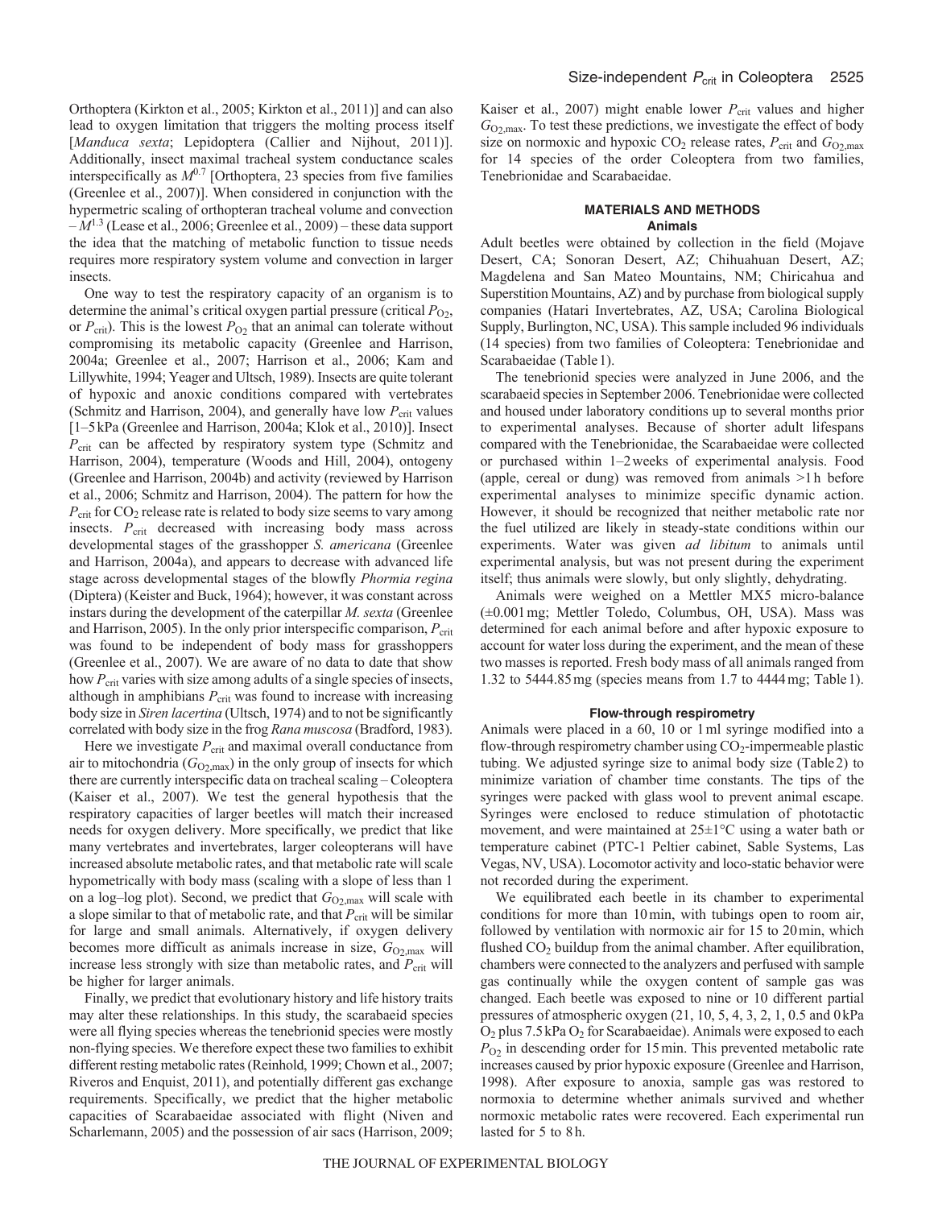Orthoptera (Kirkton et al., 2005; Kirkton et al., 2011)] and can also lead to oxygen limitation that triggers the molting process itself [*Manduca sexta*; Lepidoptera (Callier and Nijhout, 2011)]. Additionally, insect maximal tracheal system conductance scales interspecifically as $M^{0.7}$ [Orthoptera, 23 species from five families (Greenlee et al., 2007)]. When considered in conjunction with the hypermetric scaling of orthopteran tracheal volume and convection – $M^{1.3}$ (Lease et al., 2006; Greenlee et al., 2009) – these data support the idea that the matching of metabolic function to tissue needs requires more respiratory system volume and convection in larger insects.

One way to test the respiratory capacity of an organism is to determine the animal's critical oxygen partial pressure (critical $P_{O_2}$, or $P_{crit}$). This is the lowest $P_{O_2}$ that an animal can tolerate without compromising its metabolic capacity (Greenlee and Harrison, 2004a; Greenlee et al., 2007; Harrison et al., 2006; Kam and Lillywhite, 1994; Yeager and Ultsch, 1989). Insects are quite tolerant of hypoxic and anoxic conditions compared with vertebrates (Schmitz and Harrison, 2004), and generally have low $P_{crit}$ values [1–5 kPa (Greenlee and Harrison, 2004a; Klok et al., 2010)]. Insect $P_{crit}$ can be affected by respiratory system type (Schmitz and Harrison, 2004), temperature (Woods and Hill, 2004), ontogeny (Greenlee and Harrison, 2004b) and activity (reviewed by Harrison et al., 2006; Schmitz and Harrison, 2004). The pattern for how the $P_{crit}$ for $CO_2$ release rate is related to body size seems to vary among insects. $P_{crit}$ decreased with increasing body mass across developmental stages of the grasshopper *S. americana* (Greenlee and Harrison, 2004a), and appears to decrease with advanced life stage across developmental stages of the blowfly *Phormia regina* (Diptera) (Keister and Buck, 1964); however, it was constant across instars during the development of the caterpillar *M. sexta* (Greenlee and Harrison, 2005). In the only prior interspecific comparison, $P_{crit}$ was found to be independent of body mass for grasshoppers (Greenlee et al., 2007). We are aware of no data to date that show how $P_{crit}$ varies with size among adults of a single species of insects, although in amphibians $P_{crit}$ was found to increase with increasing body size in *Siren lacertina* (Ultsch, 1974) and to not be significantly correlated with body size in the frog *Rana muscosa* (Bradford, 1983).

Here we investigate $P_{crit}$ and maximal overall conductance from air to mitochondria ($G_{O_2,max}$) in the only group of insects for which there are currently interspecific data on tracheal scaling – Coleoptera (Kaiser et al., 2007). We test the general hypothesis that the respiratory capacities of larger beetles will match their increased needs for oxygen delivery. More specifically, we predict that like many vertebrates and invertebrates, larger coleopterans will have increased absolute metabolic rates, and that metabolic rate will scale hypometrically with body mass (scaling with a slope of less than 1 on a log–log plot). Second, we predict that $G_{O_2,max}$ will scale with a slope similar to that of metabolic rate, and that $P_{crit}$ will be similar for large and small animals. Alternatively, if oxygen delivery becomes more difficult as animals increase in size, $G_{O_2,max}$ will increase less strongly with size than metabolic rates, and $P_{crit}$ will be higher for larger animals.

Finally, we predict that evolutionary history and life history traits may alter these relationships. In this study, the scarabaeid species were all flying species whereas the tenebrionid species were mostly non-flying species. We therefore expect these two families to exhibit different resting metabolic rates (Reinhold, 1999; Chown et al., 2007; Riveros and Enquist, 2011), and potentially different gas exchange requirements. Specifically, we predict that the higher metabolic capacities of Scarabaeidae associated with flight (Niven and Scharlemann, 2005) and the possession of air sacs (Harrison, 2009; Kaiser et al., 2007) might enable lower $P_{crit}$ values and higher $G_{O_2,max}$. To test these predictions, we investigate the effect of body size on normoxic and hypoxic $CO_2$ release rates, $P_{crit}$ and $G_{O_2,max}$ for 14 species of the order Coleoptera from two families, Tenebrionidae and Scarabaeidae.

## MATERIALS AND METHODS

### Animals

Adult beetles were obtained by collection in the field (Mojave Desert, CA; Sonoran Desert, AZ; Chihuahuan Desert, AZ; Magdelena and San Mateo Mountains, NM; Chiricahua and Superstition Mountains, AZ) and by purchase from biological supply companies (Hatari Invertebrates, AZ, USA; Carolina Biological Supply, Burlington, NC, USA). This sample included 96 individuals (14 species) from two families of Coleoptera: Tenebrionidae and Scarabaeidae (Table 1).

The tenebrionid species were analyzed in June 2006, and the scarabaeid species in September 2006. Tenebrionidae were collected and housed under laboratory conditions up to several months prior to experimental analyses. Because of shorter adult lifespans compared with the Tenebrionidae, the Scarabaeidae were collected or purchased within 1–2 weeks of experimental analysis. Food (apple, cereal or dung) was removed from animals >1 h before experimental analyses to minimize specific dynamic action. However, it should be recognized that neither metabolic rate nor the fuel utilized are likely in steady-state conditions within our experiments. Water was given *ad libitum* to animals until experimental analysis, but was not present during the experiment itself; thus animals were slowly, but only slightly, dehydrating.

Animals were weighed on a Mettler MX5 micro-balance (±0.001 mg; Mettler Toledo, Columbus, OH, USA). Mass was determined for each animal before and after hypoxic exposure to account for water loss during the experiment, and the mean of these two masses is reported. Fresh body mass of all animals ranged from 1.32 to 5444.85 mg (species means from 1.7 to 4444 mg; Table 1).

### Flow-through respirometry

Animals were placed in a 60, 10 or 1 ml syringe modified into a flow-through respirometry chamber using $CO_2$-impermeable plastic tubing. We adjusted syringe size to animal body size (Table 2) to minimize variation of chamber time constants. The tips of the syringes were packed with glass wool to prevent animal escape. Syringes were enclosed to reduce stimulation of phototactic movement, and were maintained at 25±1°C using a water bath or temperature cabinet (PTC-1 Peltier cabinet, Sable Systems, Las Vegas, NV, USA). Locomotor activity and loco-static behavior were not recorded during the experiment.

We equilibrated each beetle in its chamber to experimental conditions for more than 10 min, with tubings open to room air, followed by ventilation with normoxic air for 15 to 20 min, which flushed $CO_2$ buildup from the animal chamber. After equilibration, chambers were connected to the analyzers and perfused with sample gas continually while the oxygen content of sample gas was changed. Each beetle was exposed to nine or 10 different partial pressures of atmospheric oxygen (21, 10, 5, 4, 3, 2, 1, 0.5 and 0 kPa $O_2$ plus 7.5 kPa $O_2$ for Scarabaeidae). Animals were exposed to each $P_{O_2}$ in descending order for 15 min. This prevented metabolic rate increases caused by prior hypoxic exposure (Greenlee and Harrison, 1998). After exposure to anoxia, sample gas was restored to normoxia to determine whether animals survived and whether normoxic metabolic rates were recovered. Each experimental run lasted for 5 to 8 h.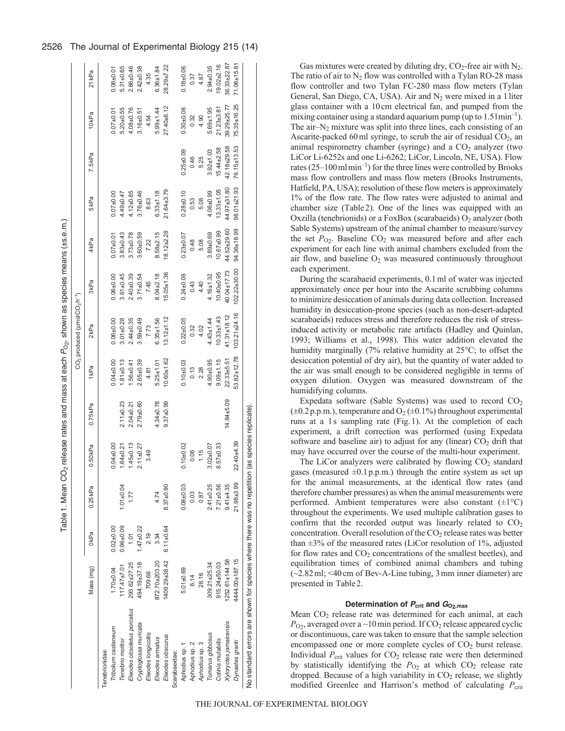Table 1. Mean $CO_2$ release rates and mass at each $P_{O_2}$, shown as species means (±s.e.m.)

| | Mass (mg) | $CO_2$ produced (μmol $CO_2$ h$^{-1}$) | | | | | | | | | | | |
|---|---|---|---|---|---|---|---|---|---|---|---|---|---|
| | | 0kPa | 0.25kPa | 0.50kPa | 0.75kPa | 1kPa | 2kPa | 3kPa | 4kPa | 5kPa | 7.5kPa | 10kPa | 21kPa |
| Tenebrionidae: | | | | | | | | | | | | | |
| *Tribolium castaneum* | 1.70±0.04 | 0.02±0.00 | | 0.04±0.00 | | 0.04±0.00 | 0.06±0.00 | 0.06±0.00 | 0.07±0.01 | 0.07±0.00 | | 0.07±0.01 | 0.08±0.01 |
| *Tenebrio molitor* | 117.47±7.01 | 0.96±0.09 | 1.01±0.04 | 1.64±0.21 | 2.11±0.23 | 1.81±0.13 | 3.01±0.28 | 3.61±0.45 | 3.83±0.43 | 4.49±0.47 | | 5.20±0.55 | 5.31±0.65 |
| *Eleodes obsoletus porcatus* | 293.62±27.25 | 1.01 | 1.77 | 1.45±0.13 | 2.04±0.21 | 1.56±0.41 | 2.44±0.35 | 2.40±0.39 | 3.73±0.78 | 4.12±0.85 | | 4.08±0.76 | 2.86±0.46 |
| *Cryptoglossa muricata* | 494.19±37.18 | 1.47±0.22 | | 2.11±0.27 | 2.79±0.60 | 2.65±0.39 | 3.59±0.49 | 3.71±0.54 | 3.60±0.59 | 3.76±0.46 | | 3.16±0.51 | 2.42±0.38 |
| *Eleodes longicollis* | 709.66 | 2.19 | | 3.49 | | 4.81 | 7.73 | 7.45 | 7.22 | 8.63 | | 4.54 | 4.35 |
| *Eleodes armatus* | 872.70±203.20 | 3.34 | 4.74 | | 4.34±0.78 | 5.25±1.01 | 6.35±1.56 | 8.04±2.18 | 8.58±2.15 | 6.33±1.18 | | 5.99±1.44 | 6.36±1.84 |
| *Eleodes obscurus* | 1409.29±38.42 | 6.11±0.64 | 8.37±0.90 | | 9.37±0.99 | 10.60±1.62 | 13.12±1.12 | 15.05±1.36 | 18.12±2.28 | 21.64±3.79 | | 27.40±6.12 | 28.29±7.22 |
| Scarabaeidae: | | | | | | | | | | | | | |
| *Aphodius* sp. 1 | 5.01±0.69 | | 0.08±0.03 | 0.10±0.02 | | 0.10±0.03 | 0.22±0.05 | 0.24±0.08 | 0.23±0.07 | 0.28±0.10 | 0.25±0.09 | 0.30±0.08 | 0.18±0.06 |
| *Aphodius* sp. 2 | 6.14 | | 0.03 | 0.06 | | 0.13 | 0.32 | 0.43 | 0.48 | 0.53 | 0.46 | 0.32 | 0.37 |
| *Aphodius* sp. 3 | 28.16 | | 0.87 | 1.15 | | 2.28 | 4.02 | 4.40 | 5.08 | 5.08 | 5.25 | 4.90 | 4.87 |
| *Tomarus gibbosus* | 309.21±25.34 | | 2.41±0.25 | 3.02±0.07 | | 4.90±0.95 | 4.43±1.44 | 4.16±1.32 | 3.89±0.69 | 4.06±0.99 | 3.92±1.03 | 5.69±1.95 | 2.94±0.35 |
| *Cotinis mutabilis* | 915.24±50.03 | | 7.21±0.56 | 8.57±0.33 | | 9.09±1.15 | 10.33±1.43 | 10.40±0.95 | 10.67±0.99 | 13.33±1.05 | 15.44±2.58 | 21.23±3.81 | 19.02±2.16 |
| *Xyloryctes jamaicensis* | 1252.61±144.58 | | 9.41±4.35 | | 14.84±5.09 | 22.33±5.51 | 41.31±18.12 | 40.04±17.73 | 44.52±29.60 | 44.97±31.80 | 42.18±29.58 | 39.29±25.77 | 36.33±22.87 |
| *Dynastes granti* | 4444.00±187.15 | | 21.98±3.99 | 22.40±4.39 | | 53.82±12.78 | 103.21±24.16 | 102.22±30.00 | 94.36±18.99 | 98.01±21.93 | 76.15±13.53 | 75.35±16.25 | 71.08±15.81 |

No standard errors are shown for species where there was no repetition (as species replicate).

Gas mixtures were created by diluting dry, $CO_2$-free air with $N_2$. The ratio of air to $N_2$ flow was controlled with a Tylan RO-28 mass flow controller and two Tylan FC-280 mass flow meters (Tylan General, San Diego, CA, USA). Air and $N_2$ were mixed in a 1 liter glass container with a 10 cm electrical fan, and pumped from the mixing container using a standard aquarium pump (up to 1.5 l min$^{-1}$). The air–$N_2$ mixture was split into three lines, each consisting of an Ascarite-packed 60 ml syringe, to scrub the air of residual $CO_2$, an animal respirometry chamber (syringe) and a $CO_2$ analyzer (two LiCor Li-6252s and one Li-6262; LiCor, Lincoln, NE, USA). Flow rates (25–100 ml min$^{-1}$) for the three lines were controlled by Brooks mass flow controllers and mass flow meters (Brooks Instruments, Hatfield, PA, USA); resolution of these flow meters is approximately 1% of the flow rate. The flow rates were adjusted to animal and chamber size (Table 2). One of the lines was equipped with an Oxzilla (tenebrionids) or a FoxBox (scarabaeids) $O_2$ analyzer (both Sable Systems) upstream of the animal chamber to measure/survey the set $P_{O_2}$. Baseline $CO_2$ was measured before and after each experiment for each line with animal chambers excluded from the air flow, and baseline $O_2$ was measured continuously throughout each experiment.

During the scarabaeid experiments, 0.1 ml of water was injected approximately once per hour into the Ascarite scrubbing columns to minimize desiccation of animals during data collection. Increased humidity in desiccation-prone species (such as non-desert-adapted scarabaeids) reduces stress and therefore reduces the risk of stress-induced activity or metabolic rate artifacts (Hadley and Quinlan, 1993; Williams et al., 1998). This water addition elevated the humidity marginally (7% relative humidity at 25°C; to offset the desiccation potential of dry air), but the quantity of water added to the air was small enough to be considered negligible in terms of oxygen dilution. Oxygen was measured downstream of the humidifying columns.

Expedata software (Sable Systems) was used to record $CO_2$ (±0.2 p.p.m.), temperature and $O_2$ (±0.1%) throughout experimental runs at a 1 s sampling rate (Fig. 1). At the completion of each experiment, a drift correction was performed (using Expedata software and baseline air) to adjust for any (linear) $CO_2$ drift that may have occurred over the course of the multi-hour experiment.

The LiCor analyzers were calibrated by flowing $CO_2$ standard gases (measured ±0.1 p.p.m.) through the entire system as set up for the animal measurements, at the identical flow rates (and therefore chamber pressures) as when the animal measurements were performed. Ambient temperatures were also constant (±1°C) throughout the experiments. We used multiple calibration gases to confirm that the recorded output was linearly related to $CO_2$ concentration. Overall resolution of the $CO_2$ release rates was better than ±3% of the measured rates (LiCor resolution of 1%, adjusted for flow rates and $CO_2$ concentrations of the smallest beetles), and equilibration times of combined animal chambers and tubing (~2.82 ml; <40 cm of Bev-A-Line tubing, 3 mm inner diameter) are presented in Table 2.

### Determination of $P_{crit}$ and $G_{O_2,max}$

Mean $CO_2$ release rate was determined for each animal, at each $P_{O_2}$, averaged over a ~10 min period. If $CO_2$ release appeared cyclic or discontinuous, care was taken to ensure that the sample selection encompassed one or more complete cycles of $CO_2$ burst release. Individual $P_{crit}$ values for $CO_2$ release rate were then determined by statistically identifying the $P_{O_2}$ at which $CO_2$ release rate dropped. Because of a high variability in $CO_2$ release, we slightly modified Greenlee and Harrison's method of calculating $P_{crit}$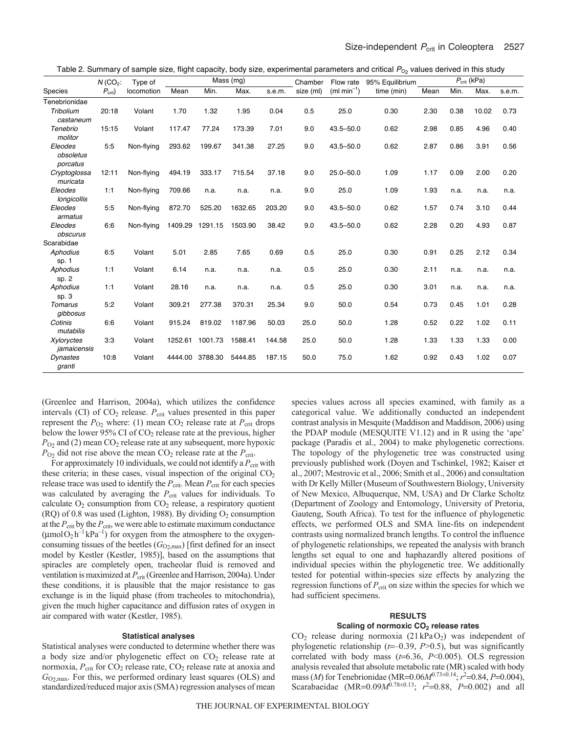Table 2. Summary of sample size, flight capacity, body size, experimental parameters and critical $P_{O_2}$ values derived in this study

| Species | $N$ ($CO_2$: $P_{crit}$) | Type of locomotion | Mass (mg) | | | | Chamber size (ml) | Flow rate (ml min$^{-1}$) | 95% Equilibrium time (min) | $P_{crit}$ (kPa) | | | |
|---|---|---|---|---|---|---|---|---|---|---|---|---|---|
| | | | Mean | Min. | Max. | s.e.m. | | | | Mean | Min. | Max. | s.e.m. |
| Tenebrionidae | | | | | | | | | | | | | |
| *Tribolium castaneum* | 20:18 | Volant | 1.70 | 1.32 | 1.95 | 0.04 | 0.5 | 25.0 | 0.30 | 2.30 | 0.38 | 10.02 | 0.73 |
| *Tenebrio molitor* | 15:15 | Volant | 117.47 | 77.24 | 173.39 | 7.01 | 9.0 | 43.5–50.0 | 0.62 | 2.98 | 0.85 | 4.96 | 0.40 |
| *Eleodes obsoletus porcatus* | 5:5 | Non-flying | 293.62 | 199.67 | 341.38 | 27.25 | 9.0 | 43.5–50.0 | 0.62 | 2.87 | 0.86 | 3.91 | 0.56 |
| *Cryptoglossa muricata* | 12:11 | Non-flying | 494.19 | 333.17 | 715.54 | 37.18 | 9.0 | 25.0–50.0 | 1.09 | 1.17 | 0.09 | 2.00 | 0.20 |
| *Eleodes longicollis* | 1:1 | Non-flying | 709.66 | n.a. | n.a. | n.a. | 9.0 | 25.0 | 1.09 | 1.93 | n.a. | n.a. | n.a. |
| *Eleodes armatus* | 5:5 | Non-flying | 872.70 | 525.20 | 1632.65 | 203.20 | 9.0 | 43.5–50.0 | 0.62 | 1.57 | 0.74 | 3.10 | 0.44 |
| *Eleodes obscurus* | 6:6 | Non-flying | 1409.29 | 1291.15 | 1503.90 | 38.42 | 9.0 | 43.5–50.0 | 0.62 | 2.28 | 0.20 | 4.93 | 0.87 |
| Scarabidae | | | | | | | | | | | | | |
| *Aphodius* sp. 1 | 6:5 | Volant | 5.01 | 2.85 | 7.65 | 0.69 | 0.5 | 25.0 | 0.30 | 0.91 | 0.25 | 2.12 | 0.34 |
| *Aphodius* sp. 2 | 1:1 | Volant | 6.14 | n.a. | n.a. | n.a. | 0.5 | 25.0 | 0.30 | 2.11 | n.a. | n.a. | n.a. |
| *Aphodius* sp. 3 | 1:1 | Volant | 28.16 | n.a. | n.a. | n.a. | 0.5 | 25.0 | 0.30 | 3.01 | n.a. | n.a. | n.a. |
| *Tomarus gibbosus* | 5:2 | Volant | 309.21 | 277.38 | 370.31 | 25.34 | 9.0 | 50.0 | 0.54 | 0.73 | 0.45 | 1.01 | 0.28 |
| *Cotinis mutabilis* | 6:6 | Volant | 915.24 | 819.02 | 1187.96 | 50.03 | 25.0 | 50.0 | 1.28 | 0.52 | 0.22 | 1.02 | 0.11 |
| *Xyloryctes jamaicensis* | 3:3 | Volant | 1252.61 | 1001.73 | 1588.41 | 144.58 | 25.0 | 50.0 | 1.28 | 1.33 | 1.33 | 1.33 | 0.00 |
| *Dynastes granti* | 10:8 | Volant | 4444.00 | 3788.30 | 5444.85 | 187.15 | 50.0 | 75.0 | 1.62 | 0.92 | 0.43 | 1.02 | 0.07 |

(Greenlee and Harrison, 2004a), which utilizes the confidence intervals (CI) of $CO_2$ release. $P_{crit}$ values presented in this paper represent the $P_{O_2}$ where: (1) mean $CO_2$ release rate at $P_{crit}$ drops below the lower 95% CI of $CO_2$ release rate at the previous, higher $P_{O_2}$ and (2) mean $CO_2$ release rate at any subsequent, more hypoxic $P_{O_2}$ did not rise above the mean $CO_2$ release rate at the $P_{crit}$.

For approximately 10 individuals, we could not identify a $P_{crit}$ with these criteria; in these cases, visual inspection of the original $CO_2$ release trace was used to identify the $P_{crit}$. Mean $P_{crit}$ for each species was calculated by averaging the $P_{crit}$ values for individuals. To calculate $O_2$ consumption from $CO_2$ release, a respiratory quotient (RQ) of 0.8 was used (Lighton, 1988). By dividing $O_2$ consumption at the $P_{crit}$ by the $P_{crit}$, we were able to estimate maximum conductance ($\mu$mol $O_2$ h$^{-1}$ kPa$^{-1}$) for oxygen from the atmosphere to the oxygen-consuming tissues of the beetles ($G_{O_2,max}$) [first defined for an insect model by Kestler (Kestler, 1985)], based on the assumptions that spiracles are completely open, tracheolar fluid is removed and ventilation is maximized at $P_{crit}$ (Greenlee and Harrison, 2004a). Under these conditions, it is plausible that the major resistance to gas exchange is in the liquid phase (from tracheoles to mitochondria), given the much higher capacitance and diffusion rates of oxygen in air compared with water (Kestler, 1985).

### Statistical analyses

Statistical analyses were conducted to determine whether there was a body size and/or phylogenetic effect on $CO_2$ release rate at normoxia, $P_{crit}$ for $CO_2$ release rate, $CO_2$ release rate at anoxia and $G_{O_2,max}$. For this, we performed ordinary least squares (OLS) and standardized/reduced major axis (SMA) regression analyses of mean species values across all species examined, with family as a categorical value. We additionally conducted an independent contrast analysis in Mesquite (Maddison and Maddison, 2006) using the PDAP module (MESQUITE V1.12) and in R using the 'ape' package (Paradis et al., 2004) to make phylogenetic corrections. The topology of the phylogenetic tree was constructed using previously published work (Doyen and Tschinkel, 1982; Kaiser et al., 2007; Mestrovic et al., 2006; Smith et al., 2006) and consultation with Dr Kelly Miller (Museum of Southwestern Biology, University of New Mexico, Albuquerque, NM, USA) and Dr Clarke Scholtz (Department of Zoology and Entomology, University of Pretoria, Gauteng, South Africa). To test for the influence of phylogenetic effects, we performed OLS and SMA line-fits on independent contrasts using normalized branch lengths. To control the influence of phylogenetic relationships, we repeated the analysis with branch lengths set equal to one and haphazardly altered positions of individual species within the phylogenetic tree. We additionally tested for potential within-species size effects by analyzing the regression functions of $P_{crit}$ on size within the species for which we had sufficient specimens.

## RESULTS

### Scaling of normoxic $CO_2$ release rates

$CO_2$ release during normoxia (21 kPa $O_2$) was independent of phylogenetic relationship ($t$=–0.39, $P$>0.5), but was significantly correlated with body mass ($t$=6.36, $P$<0.005). OLS regression analysis revealed that absolute metabolic rate (MR) scaled with body mass ($M$) for Tenebrionidae (MR=$0.06M^{0.73\pm0.14}$; $r^2$=0.84, $P$=0.004), Scarabaeidae (MR=$0.09M^{0.78\pm0.13}$; $r^2$=0.88, $P$=0.002) and all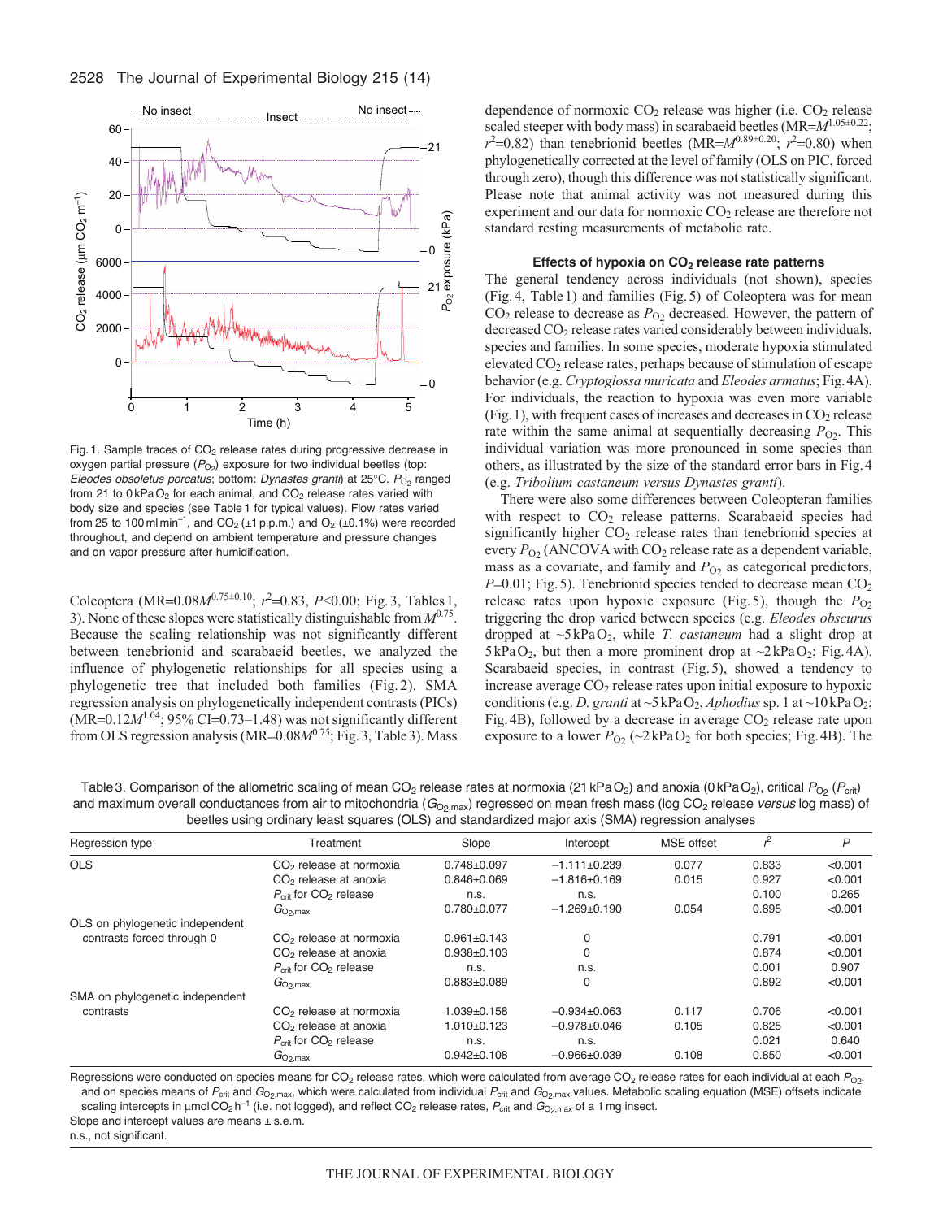Fig. 1. Sample traces of $CO_2$ release rates during progressive decrease in oxygen partial pressure ($P_{O_2}$) exposure for two individual beetles (top: *Eleodes obsoletus porcatus*; bottom: *Dynastes granti*) at 25°C. $P_{O_2}$ ranged from 21 to 0 kPa $O_2$ for each animal, and $CO_2$ release rates varied with body size and species (see Table 1 for typical values). Flow rates varied from 25 to 100 ml min$^{-1}$, and $CO_2$ (±1 p.p.m.) and $O_2$ (±0.1%) were recorded throughout, and depend on ambient temperature and pressure changes and on vapor pressure after humidification.

Coleoptera (MR=$0.08M^{0.75\pm0.10}$; $r^2$=0.83, $P$<0.00; Fig. 3, Tables 1, 3). None of these slopes were statistically distinguishable from $M^{0.75}$. Because the scaling relationship was not significantly different between tenebrionid and scarabaeid beetles, we analyzed the influence of phylogenetic relationships for all species using a phylogenetic tree that included both families (Fig. 2). SMA regression analysis on phylogenetically independent contrasts (PICs) (MR=$0.12M^{1.04}$; 95% CI=0.73–1.48) was not significantly different from OLS regression analysis (MR=$0.08M^{0.75}$; Fig. 3, Table 3). Mass dependence of normoxic $CO_2$ release was higher (i.e. $CO_2$ release scaled steeper with body mass) in scarabaeid beetles (MR=$M^{1.05\pm0.22}$; $r^2$=0.82) than tenebrionid beetles (MR=$M^{0.89\pm0.20}$; $r^2$=0.80) when phylogenetically corrected at the level of family (OLS on PIC, forced through zero), though this difference was not statistically significant. Please note that animal activity was not measured during this experiment and our data for normoxic $CO_2$ release are therefore not standard resting measurements of metabolic rate.

### Effects of hypoxia on $CO_2$ release rate patterns

The general tendency across individuals (not shown), species (Fig. 4, Table 1) and families (Fig. 5) of Coleoptera was for mean $CO_2$ release to decrease as $P_{O_2}$ decreased. However, the pattern of decreased $CO_2$ release rates varied considerably between individuals, species and families. In some species, moderate hypoxia stimulated elevated $CO_2$ release rates, perhaps because of stimulation of escape behavior (e.g. *Cryptoglossa muricata* and *Eleodes armatus*; Fig. 4A). For individuals, the reaction to hypoxia was even more variable (Fig. 1), with frequent cases of increases and decreases in $CO_2$ release rate within the same animal at sequentially decreasing $P_{O_2}$. This individual variation was more pronounced in some species than others, as illustrated by the size of the standard error bars in Fig. 4 (e.g. *Tribolium castaneum versus Dynastes granti*).

There were also some differences between Coleopteran families with respect to $CO_2$ release patterns. Scarabaeid species had significantly higher $CO_2$ release rates than tenebrionid species at every $P_{O_2}$ (ANCOVA with $CO_2$ release rate as a dependent variable, mass as a covariate, and family and $P_{O_2}$ as categorical predictors, $P$=0.01; Fig. 5). Tenebrionid species tended to decrease mean $CO_2$ release rates upon hypoxic exposure (Fig. 5), though the $P_{O_2}$ triggering the drop varied between species (e.g. *Eleodes obscurus* dropped at ~5 kPa $O_2$, while *T. castaneum* had a slight drop at 5 kPa $O_2$, but then a more prominent drop at ~2 kPa $O_2$; Fig. 4A). Scarabaeid species, in contrast (Fig. 5), showed a tendency to increase average $CO_2$ release rates upon initial exposure to hypoxic conditions (e.g. *D. granti* at ~5 kPa $O_2$, *Aphodius* sp. 1 at ~10 kPa $O_2$; Fig. 4B), followed by a decrease in average $CO_2$ release rate upon exposure to a lower $P_{O_2}$ (~2 kPa $O_2$ for both species; Fig. 4B). The

Table 3. Comparison of the allometric scaling of mean $CO_2$ release rates at normoxia (21 kPa $O_2$) and anoxia (0 kPa $O_2$), critical $P_{O_2}$ ($P_{crit}$) and maximum overall conductances from air to mitochondria ($G_{O_2,max}$) regressed on mean fresh mass (log $CO_2$ release *versus* log mass) of beetles using ordinary least squares (OLS) and standardized major axis (SMA) regression analyses

| Regression type | Treatment | Slope | Intercept | MSE offset | $r^2$ | $P$ |
|---|---|---|---|---|---|---|
| OLS | $CO_2$ release at normoxia | 0.748±0.097 | −1.111±0.239 | 0.077 | 0.833 | <0.001 |
| | $CO_2$ release at anoxia | 0.846±0.069 | −1.816±0.169 | 0.015 | 0.927 | <0.001 |
| | $P_{crit}$ for $CO_2$ release | n.s. | n.s. | | 0.100 | 0.265 |
| | $G_{O_2,max}$ | 0.780±0.077 | −1.269±0.190 | 0.054 | 0.895 | <0.001 |
| OLS on phylogenetic independent contrasts forced through 0 | $CO_2$ release at normoxia | 0.961±0.143 | 0 | | 0.791 | <0.001 |
| | $CO_2$ release at anoxia | 0.938±0.103 | 0 | | 0.874 | <0.001 |
| | $P_{crit}$ for $CO_2$ release | n.s. | n.s. | | 0.001 | 0.907 |
| | $G_{O_2,max}$ | 0.883±0.089 | 0 | | 0.892 | <0.001 |
| SMA on phylogenetic independent contrasts | $CO_2$ release at normoxia | 1.039±0.158 | −0.934±0.063 | 0.117 | 0.706 | <0.001 |
| | $CO_2$ release at anoxia | 1.010±0.123 | −0.978±0.046 | 0.105 | 0.825 | <0.001 |
| | $P_{crit}$ for $CO_2$ release | n.s. | n.s. | | 0.021 | 0.640 |
| | $G_{O_2,max}$ | 0.942±0.108 | −0.966±0.039 | 0.108 | 0.850 | <0.001 |

Regressions were conducted on species means for $CO_2$ release rates, which were calculated from average $CO_2$ release rates for each individual at each $P_{O_2}$, and on species means of $P_{crit}$ and $G_{O_2,max}$, which were calculated from individual $P_{crit}$ and $G_{O_2,max}$ values. Metabolic scaling equation (MSE) offsets indicate scaling intercepts in μmol $CO_2$ h$^{-1}$ (i.e. not logged), and reflect $CO_2$ release rates, $P_{crit}$ and $G_{O_2,max}$ of a 1 mg insect.

Slope and intercept values are means ± s.e.m.

n.s., not significant.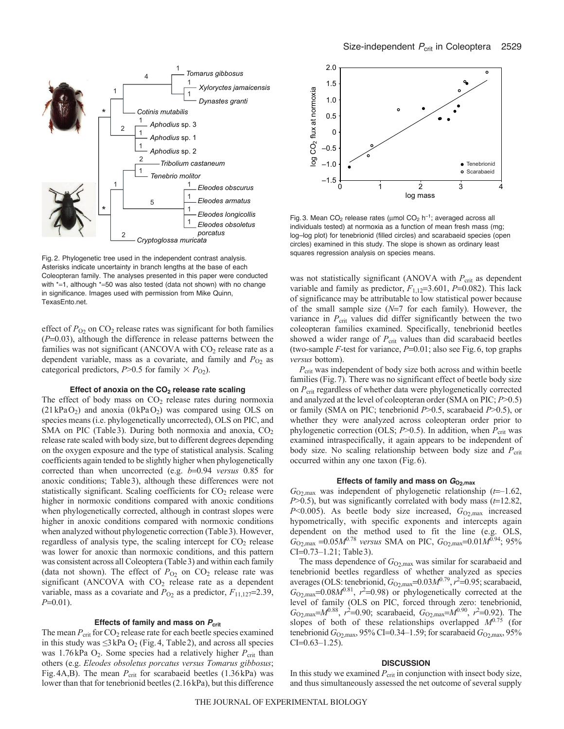Fig. 2. Phylogenetic tree used in the independent contrast analysis. Asterisks indicate uncertainty in branch lengths at the base of each Coleopteran family. The analyses presented in this paper were conducted with *=1, although *=50 was also tested (data not shown) with no change in significance. Images used with permission from Mike Quinn, TexasEnto.net.

Fig. 3. Mean $CO_2$ release rates (μmol $CO_2$ $h^{-1}$; averaged across all individuals tested) at normoxia as a function of mean fresh mass (mg; log–log plot) for tenebrionid (filled circles) and scarabaeid species (open circles) examined in this study. The slope is shown as ordinary least squares regression analysis on species means.

effect of $P_{O_2}$ on $CO_2$ release rates was significant for both families ($P$=0.03), although the difference in release patterns between the families was not significant (ANCOVA with $CO_2$ release rate as a dependent variable, mass as a covariate, and family and $P_{O_2}$ as categorical predictors, $P$>0.5 for family × $P_{O_2}$).

### Effect of anoxia on the $CO_2$ release rate scaling

The effect of body mass on $CO_2$ release rates during normoxia (21 kPa $O_2$) and anoxia (0 kPa $O_2$) was compared using OLS on species means (i.e. phylogenetically uncorrected), OLS on PIC, and SMA on PIC (Table 3). During both normoxia and anoxia, $CO_2$ release rate scaled with body size, but to different degrees depending on the oxygen exposure and the type of statistical analysis. Scaling coefficients again tended to be slightly higher when phylogenetically corrected than when uncorrected (e.g. $b$=0.94 *versus* 0.85 for anoxic conditions; Table 3), although these differences were not statistically significant. Scaling coefficients for $CO_2$ release were higher in normoxic conditions compared with anoxic conditions when phylogenetically corrected, although in contrast slopes were higher in anoxic conditions compared with normoxic conditions when analyzed without phylogenetic correction (Table 3). However, regardless of analysis type, the scaling intercept for $CO_2$ release was lower for anoxic than normoxic conditions, and this pattern was consistent across all Coleoptera (Table 3) and within each family (data not shown). The effect of $P_{O_2}$ on $CO_2$ release rate was significant (ANCOVA with $CO_2$ release rate as a dependent variable, mass as a covariate and $P_{O_2}$ as a predictor, $F_{11,127}$=2.39, $P$=0.01).

### Effects of family and mass on $P_{crit}$

The mean $P_{crit}$ for $CO_2$ release rate for each beetle species examined in this study was ≤3 kPa $O_2$ (Fig. 4, Table 2), and across all species was 1.76 kPa $O_2$. Some species had a relatively higher $P_{crit}$ than others (e.g. *Eleodes obsoletus porcatus versus Tomarus gibbosus*; Fig. 4A,B). The mean $P_{crit}$ for scarabaeid beetles (1.36 kPa) was lower than that for tenebrionid beetles (2.16 kPa), but this difference was not statistically significant (ANOVA with $P_{crit}$ as dependent variable and family as predictor, $F_{1,12}$=3.601, $P$=0.082). This lack of significance may be attributable to low statistical power because of the small sample size ($N$=7 for each family). However, the variance in $P_{crit}$ values did differ significantly between the two coleopteran families examined. Specifically, tenebrionid beetles showed a wider range of $P_{crit}$ values than did scarabaeid beetles (two-sample $F$-test for variance, $P$=0.01; also see Fig. 6, top graphs *versus* bottom).

$P_{crit}$ was independent of body size both across and within beetle families (Fig. 7). There was no significant effect of beetle body size on $P_{crit}$ regardless of whether data were phylogenetically corrected and analyzed at the level of coleopteran order (SMA on PIC; $P$>0.5) or family (SMA on PIC; tenebrionid $P$>0.5, scarabaeid $P$>0.5), or whether they were analyzed across coleopteran order prior to phylogenetic correction (OLS; $P$>0.5). In addition, when $P_{crit}$ was examined intraspecifically, it again appears to be independent of body size. No scaling relationship between body size and $P_{crit}$ occurred within any one taxon (Fig. 6).

### Effects of family and mass on $G_{O_2,max}$

$G_{O_2,max}$ was independent of phylogenetic relationship ($t$=–1.62, $P$>0.5), but was significantly correlated with body mass ($t$=12.82, $P$<0.005). As beetle body size increased, $G_{O_2,max}$ increased hypometrically, with specific exponents and intercepts again dependent on the method used to fit the line (e.g. OLS, $G_{O_2,max}$ =0.05$M^{0.78}$ *versus* SMA on PIC, $G_{O_2,max}$=0.01$M^{0.94}$; 95% CI=0.73–1.21; Table 3).

The mass dependence of $G_{O_2,max}$ was similar for scarabaeid and tenebrionid beetles regardless of whether analyzed as species averages (OLS: tenebrionid, $G_{O_2,max}$=0.03$M^{0.79}$, $r^2$=0.95; scarabaeid, $G_{O_2,max}$=0.08$M^{0.81}$, $r^2$=0.98) or phylogenetically corrected at the level of family (OLS on PIC, forced through zero: tenebrionid, $G_{O_2,max}$=$M^{0.88}$, $r^2$=0.90; scarabaeid, $G_{O_2,max}$=$M^{0.90}$, $r^2$=0.92). The slopes of both of these relationships overlapped $M^{0.75}$ (for tenebrionid $G_{O_2,max}$, 95% CI=0.34–1.59; for scarabaeid $G_{O_2,max}$, 95% CI=0.63–1.25).

## DISCUSSION

In this study we examined $P_{crit}$ in conjunction with insect body size, and thus simultaneously assessed the net outcome of several supply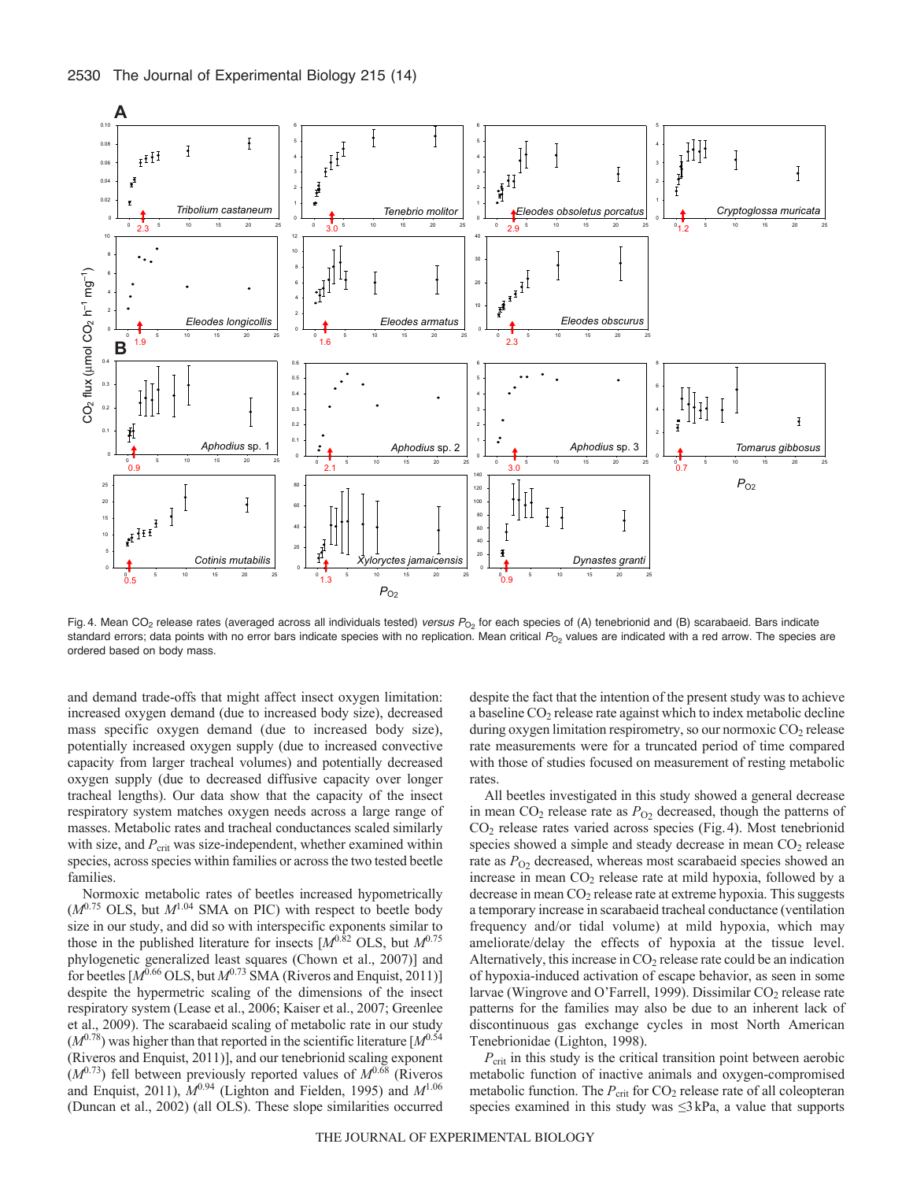Fig. 4. Mean $CO_2$ release rates (averaged across all individuals tested) *versus* $P_{O_2}$ for each species of (A) tenebrionid and (B) scarabaeid. Bars indicate standard errors; data points with no error bars indicate species with no replication. Mean critical $P_{O_2}$ values are indicated with a red arrow. The species are ordered based on body mass.

and demand trade-offs that might affect insect oxygen limitation: increased oxygen demand (due to increased body size), decreased mass specific oxygen demand (due to increased body size), potentially increased oxygen supply (due to increased convective capacity from larger tracheal volumes) and potentially decreased oxygen supply (due to decreased diffusive capacity over longer tracheal lengths). Our data show that the capacity of the insect respiratory system matches oxygen needs across a large range of masses. Metabolic rates and tracheal conductances scaled similarly with size, and $P_{crit}$ was size-independent, whether examined within species, across species within families or across the two tested beetle families.

Normoxic metabolic rates of beetles increased hypometrically ($M^{0.75}$ OLS, but $M^{1.04}$ SMA on PIC) with respect to beetle body size in our study, and did so with interspecific exponents similar to those in the published literature for insects [$M^{0.82}$ OLS, but $M^{0.75}$ phylogenetic generalized least squares (Chown et al., 2007)] and for beetles [$M^{0.66}$ OLS, but $M^{0.73}$ SMA (Riveros and Enquist, 2011)] despite the hypermetric scaling of the dimensions of the insect respiratory system (Lease et al., 2006; Kaiser et al., 2007; Greenlee et al., 2009). The scarabaeid scaling of metabolic rate in our study ($M^{0.78}$) was higher than that reported in the scientific literature [$M^{0.54}$ (Riveros and Enquist, 2011)], and our tenebrionid scaling exponent ($M^{0.73}$) fell between previously reported values of $M^{0.68}$ (Riveros and Enquist, 2011), $M^{0.94}$ (Lighton and Fielden, 1995) and $M^{1.06}$ (Duncan et al., 2002) (all OLS). These slope similarities occurred despite the fact that the intention of the present study was to achieve a baseline $CO_2$ release rate against which to index metabolic decline during oxygen limitation respirometry, so our normoxic $CO_2$ release rate measurements were for a truncated period of time compared with those of studies focused on measurement of resting metabolic rates.

All beetles investigated in this study showed a general decrease in mean $CO_2$ release rate as $P_{O_2}$ decreased, though the patterns of $CO_2$ release rates varied across species (Fig. 4). Most tenebrionid species showed a simple and steady decrease in mean $CO_2$ release rate as $P_{O_2}$ decreased, whereas most scarabaeid species showed an increase in mean $CO_2$ release rate at mild hypoxia, followed by a decrease in mean $CO_2$ release rate at extreme hypoxia. This suggests a temporary increase in scarabaeid tracheal conductance (ventilation frequency and/or tidal volume) at mild hypoxia, which may ameliorate/delay the effects of hypoxia at the tissue level. Alternatively, this increase in $CO_2$ release rate could be an indication of hypoxia-induced activation of escape behavior, as seen in some larvae (Wingrove and O'Farrell, 1999). Dissimilar $CO_2$ release rate patterns for the families may also be due to an inherent lack of discontinuous gas exchange cycles in most North American Tenebrionidae (Lighton, 1998).

$P_{crit}$ in this study is the critical transition point between aerobic metabolic function of inactive animals and oxygen-compromised metabolic function. The $P_{crit}$ for $CO_2$ release rate of all coleopteran species examined in this study was ≤3 kPa, a value that supports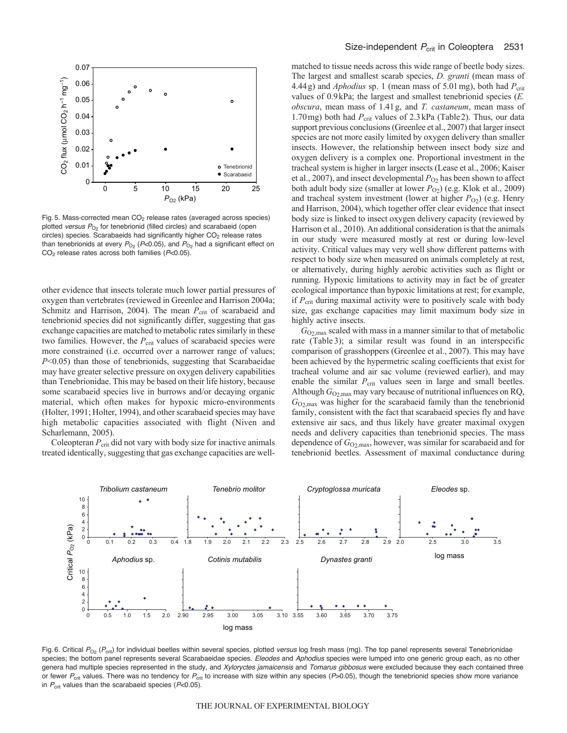Fig. 5. Mass-corrected mean $CO_2$ release rates (averaged across species) plotted *versus* $P_{O_2}$ for tenebrionid (filled circles) and scarabaeid (open circles) species. Scarabaeids had significantly higher $CO_2$ release rates than tenebrionids at every $P_{O_2}$ ($P<0.05$), and $P_{O_2}$ had a significant effect on $CO_2$ release rates across both families ($P<0.05$).

other evidence that insects tolerate much lower partial pressures of oxygen than vertebrates (reviewed in Greenlee and Harrison 2004a; Schmitz and Harrison, 2004). The mean $P_{crit}$ of scarabaeid and tenebrionid species did not significantly differ, suggesting that gas exchange capacities are matched to metabolic rates similarly in these two families. However, the $P_{crit}$ values of scarabaeid species were more constrained (i.e. occurred over a narrower range of values; $P<0.05$) than those of tenebrionids, suggesting that Scarabaeidae may have greater selective pressure on oxygen delivery capabilities than Tenebrionidae. This may be based on their life history, because some scarabaeid species live in burrows and/or decaying organic material, which often makes for hypoxic micro-environments (Holter, 1991; Holter, 1994), and other scarabaeid species may have high metabolic capacities associated with flight (Niven and Scharlemann, 2005).

Coleopteran $P_{crit}$ did not vary with body size for inactive animals treated identically, suggesting that gas exchange capacities are well-matched to tissue needs across this wide range of beetle body sizes. The largest and smallest scarab species, *D. granti* (mean mass of 4.44 g) and *Aphodius* sp. 1 (mean mass of 5.01 mg), both had $P_{crit}$ values of 0.9 kPa; the largest and smallest tenebrionid species (*E. obscura*, mean mass of 1.41 g, and *T. castaneum*, mean mass of 1.70 mg) both had $P_{crit}$ values of 2.3 kPa (Table 2). Thus, our data support previous conclusions (Greenlee et al., 2007) that larger insect species are not more easily limited by oxygen delivery than smaller insects. However, the relationship between insect body size and oxygen delivery is a complex one. Proportional investment in the tracheal system is higher in larger insects (Lease et al., 2006; Kaiser et al., 2007), and insect developmental $P_{O_2}$ has been shown to affect both adult body size (smaller at lower $P_{O_2}$) (e.g. Klok et al., 2009) and tracheal system investment (lower at higher $P_{O_2}$) (e.g. Henry and Harrison, 2004), which together offer clear evidence that insect body size is linked to insect oxygen delivery capacity (reviewed by Harrison et al., 2010). An additional consideration is that the animals in our study were measured mostly at rest or during low-level activity. Critical values may very well show different patterns with respect to body size when measured on animals completely at rest, or alternatively, during highly aerobic activities such as flight or running. Hypoxic limitations to activity may in fact be of greater ecological importance than hypoxic limitations at rest; for example, if $P_{crit}$ during maximal activity were to positively scale with body size, gas exchange capacities may limit maximum body size in highly active insects.

$G_{O_2,max}$ scaled with mass in a manner similar to that of metabolic rate (Table 3); a similar result was found in an interspecific comparison of grasshoppers (Greenlee et al., 2007). This may have been achieved by the hypermetric scaling coefficients that exist for tracheal volume and air sac volume (reviewed earlier), and may enable the similar $P_{crit}$ values seen in large and small beetles. Although $G_{O_2,max}$ may vary because of nutritional influences on RQ, $G_{O_2,max}$ was higher for the scarabaeid family than the tenebrionid family, consistent with the fact that scarabaeid species fly and have extensive air sacs, and thus likely have greater maximal oxygen needs and delivery capacities than tenebrionid species. The mass dependence of $G_{O_2,max}$, however, was similar for scarabaeid and for tenebrionid beetles. Assessment of maximal conductance during

Fig. 6. Critical $P_{O_2}$ ($P_{crit}$) for individual beetles within several species, plotted *versus* log fresh mass (mg). The top panel represents several Tenebrionidae species; the bottom panel represents several Scarabaeidae species. *Eleodes* and *Aphodius* species were lumped into one generic group each, as no other genera had multiple species represented in the study, and *Xyloryctes jamaicensis* and *Tomarus gibbosus* were excluded because they each contained three or fewer $P_{crit}$ values. There was no tendency for $P_{crit}$ to increase with size within any species ($P>0.05$), though the tenebrionid species show more variance in $P_{crit}$ values than the scarabaeid species ($P<0.05$).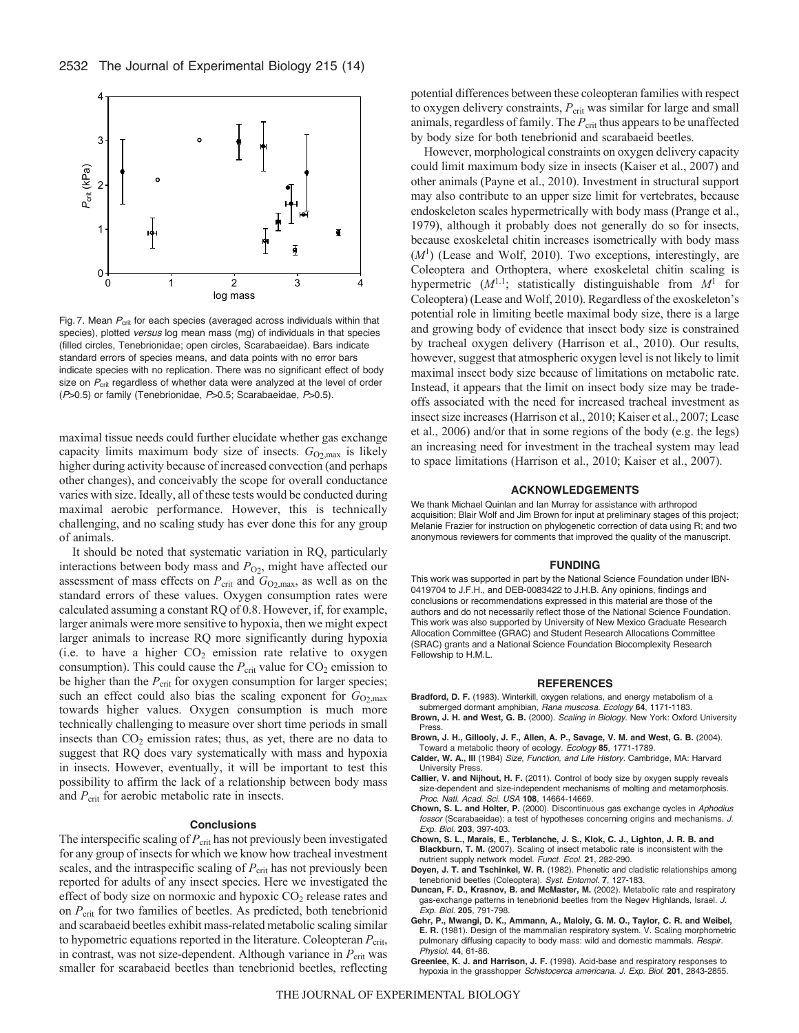Fig. 7. Mean $P_{crit}$ for each species (averaged across individuals within that species), plotted *versus* log mean mass (mg) of individuals in that species (filled circles, Tenebrionidae; open circles, Scarabaeidae). Bars indicate standard errors of species means, and data points with no error bars indicate species with no replication. There was no significant effect of body size on $P_{crit}$ regardless of whether data were analyzed at the level of order ($P$>0.5) or family (Tenebrionidae, $P$>0.5; Scarabaeidae, $P$>0.5).

maximal tissue needs could further elucidate whether gas exchange capacity limits maximum body size of insects. $G_{O2,max}$ is likely higher during activity because of increased convection (and perhaps other changes), and conceivably the scope for overall conductance varies with size. Ideally, all of these tests would be conducted during maximal aerobic performance. However, this is technically challenging, and no scaling study has ever done this for any group of animals.

It should be noted that systematic variation in RQ, particularly interactions between body mass and $P_{O2}$, might have affected our assessment of mass effects on $P_{crit}$ and $G_{O2,max}$, as well as on the standard errors of these values. Oxygen consumption rates were calculated assuming a constant RQ of 0.8. However, if, for example, larger animals were more sensitive to hypoxia, then we might expect larger animals to increase RQ more significantly during hypoxia (i.e. to have a higher $CO_2$ emission rate relative to oxygen consumption). This could cause the $P_{crit}$ value for $CO_2$ emission to be higher than the $P_{crit}$ for oxygen consumption for larger species; such an effect could also bias the scaling exponent for $G_{O2,max}$ towards higher values. Oxygen consumption is much more technically challenging to measure over short time periods in small insects than $CO_2$ emission rates; thus, as yet, there are no data to suggest that RQ does vary systematically with mass and hypoxia in insects. However, eventually, it will be important to test this possibility to affirm the lack of a relationship between body mass and $P_{crit}$ for aerobic metabolic rate in insects.

## Conclusions

The interspecific scaling of $P_{crit}$ has not previously been investigated for any group of insects for which we know how tracheal investment scales, and the intraspecific scaling of $P_{crit}$ has not previously been reported for adults of any insect species. Here we investigated the effect of body size on normoxic and hypoxic $CO_2$ release rates and on $P_{crit}$ for two families of beetles. As predicted, both tenebrionid and scarabaeid beetles exhibit mass-related metabolic scaling similar to hypometric equations reported in the literature. Coleopteran $P_{crit}$, in contrast, was not size-dependent. Although variance in $P_{crit}$ was smaller for scarabaeid beetles than tenebrionid beetles, reflecting potential differences between these coleopteran families with respect to oxygen delivery constraints, $P_{crit}$ was similar for large and small animals, regardless of family. The $P_{crit}$ thus appears to be unaffected by body size for both tenebrionid and scarabaeid beetles.

However, morphological constraints on oxygen delivery capacity could limit maximum body size in insects (Kaiser et al., 2007) and other animals (Payne et al., 2010). Investment in structural support may also contribute to an upper size limit for vertebrates, because endoskeleton scales hypermetrically with body mass (Prange et al., 1979), although it probably does not generally do so for insects, because exoskeletal chitin increases isometrically with body mass ($M^1$) (Lease and Wolf, 2010). Two exceptions, interestingly, are Coleoptera and Orthoptera, where exoskeletal chitin scaling is hypermetric ($M^{1.1}$; statistically distinguishable from $M^1$ for Coleoptera) (Lease and Wolf, 2010). Regardless of the exoskeleton's potential role in limiting beetle maximal body size, there is a large and growing body of evidence that insect body size is constrained by tracheal oxygen delivery (Harrison et al., 2010). Our results, however, suggest that atmospheric oxygen level is not likely to limit maximal insect body size because of limitations on metabolic rate. Instead, it appears that the limit on insect body size may be trade-offs associated with the need for increased tracheal investment as insect size increases (Harrison et al., 2010; Kaiser et al., 2007; Lease et al., 2006) and/or that in some regions of the body (e.g. the legs) an increasing need for investment in the tracheal system may lead to space limitations (Harrison et al., 2010; Kaiser et al., 2007).

## ACKNOWLEDGEMENTS

We thank Michael Quinlan and Ian Murray for assistance with arthropod acquisition; Blair Wolf and Jim Brown for input at preliminary stages of this project; Melanie Frazier for instruction on phylogenetic correction of data using R; and two anonymous reviewers for comments that improved the quality of the manuscript.

## FUNDING

This work was supported in part by the National Science Foundation under IBN-0419704 to J.F.H., and DEB-0083422 to J.H.B. Any opinions, findings and conclusions or recommendations expressed in this material are those of the authors and do not necessarily reflect those of the National Science Foundation. This work was also supported by University of New Mexico Graduate Research Allocation Committee (GRAC) and Student Research Allocations Committee (SRAC) grants and a National Science Foundation Biocomplexity Research Fellowship to H.M.L.

## REFERENCES

**Bradford, D. F.** (1983). Winterkill, oxygen relations, and energy metabolism of a submerged dormant amphibian, *Rana muscosa*. *Ecology* **64**, 1171-1183.

**Brown, J. H. and West, G. B.** (2000). *Scaling in Biology*. New York: Oxford University Press.

**Brown, J. H., Gillooly, J. F., Allen, A. P., Savage, V. M. and West, G. B.** (2004). Toward a metabolic theory of ecology. *Ecology* **85**, 1771-1789.

**Calder, W. A., III** (1984) *Size, Function, and Life History*. Cambridge, MA: Harvard University Press.

**Callier, V. and Nijhout, H. F.** (2011). Control of body size by oxygen supply reveals size-dependent and size-independent mechanisms of molting and metamorphosis. *Proc. Natl. Acad. Sci. USA* **108**, 14664-14669.

**Chown, S. L. and Holter, P.** (2000). Discontinuous gas exchange cycles in *Aphodius fossor* (Scarabaeidae): a test of hypotheses concerning origins and mechanisms. *J. Exp. Biol.* **203**, 397-403.

**Chown, S. L., Marais, E., Terblanche, J. S., Klok, C. J., Lighton, J. R. B. and Blackburn, T. M.** (2007). Scaling of insect metabolic rate is inconsistent with the nutrient supply network model. *Funct. Ecol.* **21**, 282-290.

**Doyen, J. T. and Tschinkel, W. R.** (1982). Phenetic and cladistic relationships among tenebrionid beetles (Coleoptera). *Syst. Entomol.* **7**, 127-183.

**Duncan, F. D., Krasnov, B. and McMaster, M.** (2002). Metabolic rate and respiratory gas-exchange patterns in tenebrionid beetles from the Negev Highlands, Israel. *J. Exp. Biol.* **205**, 791-798.

**Gehr, P., Mwangi, D. K., Ammann, A., Maloiy, G. M. O., Taylor, C. R. and Weibel, E. R.** (1981). Design of the mammalian respiratory system. V. Scaling morphometric pulmonary diffusing capacity to body mass: wild and domestic mammals. *Respir. Physiol.* **44**, 61-86.

**Greenlee, K. J. and Harrison, J. F.** (1998). Acid-base and respiratory responses to hypoxia in the grasshopper *Schistocerca americana*. *J. Exp. Biol.* **201**, 2843-2855.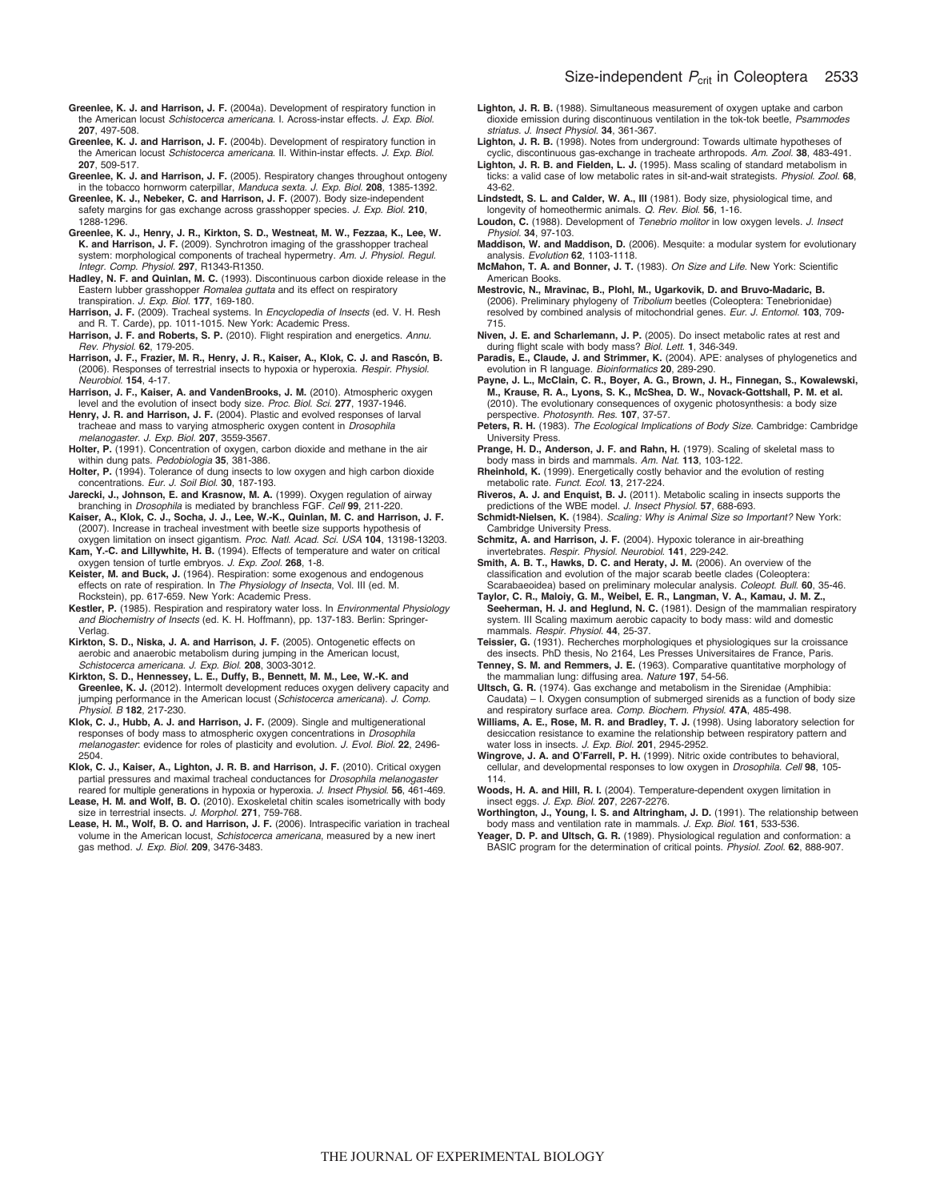**Greenlee, K. J. and Harrison, J. F.** (2004a). Development of respiratory function in the American locust *Schistocerca americana*. I. Across-instar effects. *J. Exp. Biol.* **207**, 497-508.

**Greenlee, K. J. and Harrison, J. F.** (2004b). Development of respiratory function in the American locust *Schistocerca americana*. II. Within-instar effects. *J. Exp. Biol.* **207**, 509-517.

**Greenlee, K. J. and Harrison, J. F.** (2005). Respiratory changes throughout ontogeny in the tobacco hornworm caterpillar, *Manduca sexta*. *J. Exp. Biol.* **208**, 1385-1392.

**Greenlee, K. J., Nebeker, C. and Harrison, J. F.** (2007). Body size-independent safety margins for gas exchange across grasshopper species. *J. Exp. Biol.* **210**, 1288-1296.

**Greenlee, K. J., Henry, J. R., Kirkton, S. D., Westneat, M. W., Fezzaa, K., Lee, W. K. and Harrison, J. F.** (2009). Synchrotron imaging of the grasshopper tracheal system: morphological components of tracheal hypermetry. *Am. J. Physiol. Regul. Integr. Comp. Physiol.* **297**, R1343-R1350.

**Hadley, N. F. and Quinlan, M. C.** (1993). Discontinuous carbon dioxide release in the Eastern lubber grasshopper *Romalea guttata* and its effect on respiratory transpiration. *J. Exp. Biol.* **177**, 169-180.

**Harrison, J. F.** (2009). Tracheal systems. In *Encyclopedia of Insects* (ed. V. H. Resh and R. T. Carde), pp. 1011-1015. New York: Academic Press.

**Harrison, J. F. and Roberts, S. P.** (2010). Flight respiration and energetics. *Annu. Rev. Physiol.* **62**, 179-205.

**Harrison, J. F., Frazier, M. R., Henry, J. R., Kaiser, A., Klok, C. J. and Rascón, B.** (2006). Responses of terrestrial insects to hypoxia or hyperoxia. *Respir. Physiol. Neurobiol.* **154**, 4-17.

**Harrison, J. F., Kaiser, A. and VandenBrooks, J. M.** (2010). Atmospheric oxygen level and the evolution of insect body size. *Proc. Biol. Sci.* **277**, 1937-1946.

**Henry, J. R. and Harrison, J. F.** (2004). Plastic and evolved responses of larval tracheae and mass to varying atmospheric oxygen content in *Drosophila melanogaster*. *J. Exp. Biol.* **207**, 3559-3567.

**Holter, P.** (1991). Concentration of oxygen, carbon dioxide and methane in the air within dung pats. *Pedobiologia* **35**, 381-386.

**Holter, P.** (1994). Tolerance of dung insects to low oxygen and high carbon dioxide concentrations. *Eur. J. Soil Biol.* **30**, 187-193.

**Jarecki, J., Johnson, E. and Krasnow, M. A.** (1999). Oxygen regulation of airway branching in *Drosophila* is mediated by branchless FGF. *Cell* **99**, 211-220.

**Kaiser, A., Klok, C. J., Socha, J. J., Lee, W.-K., Quinlan, M. C. and Harrison, J. F.** (2007). Increase in tracheal investment with beetle size supports hypothesis of oxygen limitation on insect gigantism. *Proc. Natl. Acad. Sci. USA* **104**, 13198-13203.

**Kam, Y.-C. and Lillywhite, H. B.** (1994). Effects of temperature and water on critical oxygen tension of turtle embryos. *J. Exp. Zool.* **268**, 1-8.

**Keister, M. and Buck, J.** (1964). Respiration: some exogenous and endogenous effects on rate of respiration. In *The Physiology of Insecta*, Vol. III (ed. M. Rockstein), pp. 617-659. New York: Academic Press.

**Kestler, P.** (1985). Respiration and respiratory water loss. In *Environmental Physiology and Biochemistry of Insects* (ed. K. H. Hoffmann), pp. 137-183. Berlin: Springer-Verlag.

**Kirkton, S. D., Niska, J. A. and Harrison, J. F.** (2005). Ontogenetic effects on aerobic and anaerobic metabolism during jumping in the American locust, *Schistocerca americana*. *J. Exp. Biol.* **208**, 3003-3012.

**Kirkton, S. D., Hennessey, L. E., Duffy, B., Bennett, M. M., Lee, W.-K. and Greenlee, K. J.** (2012). Intermolt development reduces oxygen delivery capacity and jumping performance in the American locust (*Schistocerca americana*). *J. Comp. Physiol. B* **182**, 217-230.

**Klok, C. J., Hubb, A. J. and Harrison, J. F.** (2009). Single and multigenerational responses of body mass to atmospheric oxygen concentrations in *Drosophila melanogaster*: evidence for roles of plasticity and evolution. *J. Evol. Biol.* **22**, 2496-2504.

**Klok, C. J., Kaiser, A., Lighton, J. R. B. and Harrison, J. F.** (2010). Critical oxygen partial pressures and maximal tracheal conductances for *Drosophila melanogaster* reared for multiple generations in hypoxia or hyperoxia. *J. Insect Physiol.* **56**, 461-469.

**Lease, H. M. and Wolf, B. O.** (2010). Exoskeletal chitin scales isometrically with body size in terrestrial insects. *J. Morphol.* **271**, 759-768.

**Lease, H. M., Wolf, B. O. and Harrison, J. F.** (2006). Intraspecific variation in tracheal volume in the American locust, *Schistocerca americana*, measured by a new inert gas method. *J. Exp. Biol.* **209**, 3476-3483.

**Lighton, J. R. B.** (1988). Simultaneous measurement of oxygen uptake and carbon dioxide emission during discontinuous ventilation in the tok-tok beetle, *Psammodes striatus*. *J. Insect Physiol.* **34**, 361-367.

**Lighton, J. R. B.** (1998). Notes from underground: Towards ultimate hypotheses of cyclic, discontinuous gas-exchange in tracheate arthropods. *Am. Zool.* **38**, 483-491.

**Lighton, J. R. B. and Fielden, L. J.** (1995). Mass scaling of standard metabolism in ticks: a valid case of low metabolic rates in sit-and-wait strategists. *Physiol. Zool.* **68**, 43-62.

**Lindstedt, S. L. and Calder, W. A., III** (1981). Body size, physiological time, and longevity of homeothermic animals. *Q. Rev. Biol.* **56**, 1-16.

**Loudon, C.** (1988). Development of *Tenebrio molitor* in low oxygen levels. *J. Insect Physiol.* **34**, 97-103.

**Maddison, W. and Maddison, D.** (2006). Mesquite: a modular system for evolutionary analysis. *Evolution* **62**, 1103-1118.

**McMahon, T. A. and Bonner, J. T.** (1983). *On Size and Life*. New York: Scientific American Books.

**Mestrovic, N., Mravinac, B., Plohl, M., Ugarkovik, D. and Bruvo-Madaric, B.** (2006). Preliminary phylogeny of *Tribolium* beetles (Coleoptera: Tenebrionidae) resolved by combined analysis of mitochondrial genes. *Eur. J. Entomol.* **103**, 709-715.

**Niven, J. E. and Scharlemann, J. P.** (2005). Do insect metabolic rates at rest and during flight scale with body mass? *Biol. Lett.* **1**, 346-349.

**Paradis, E., Claude, J. and Strimmer, K.** (2004). APE: analyses of phylogenetics and evolution in R language. *Bioinformatics* **20**, 289-290.

**Payne, J. L., McClain, C. R., Boyer, A. G., Brown, J. H., Finnegan, S., Kowalewski, M., Krause, R. A., Lyons, S. K., McShea, D. W., Novack-Gottshall, P. M. et al.** (2010). The evolutionary consequences of oxygenic photosynthesis: a body size perspective. *Photosynth. Res.* **107**, 37-57.

**Peters, R. H.** (1983). *The Ecological Implications of Body Size*. Cambridge: Cambridge University Press.

**Prange, H. D., Anderson, J. F. and Rahn, H.** (1979). Scaling of skeletal mass to body mass in birds and mammals. *Am. Nat.* **113**, 103-122.

**Rheinhold, K.** (1999). Energetically costly behavior and the evolution of resting metabolic rate. *Funct. Ecol.* **13**, 217-224.

**Riveros, A. J. and Enquist, B. J.** (2011). Metabolic scaling in insects supports the predictions of the WBE model. *J. Insect Physiol.* **57**, 688-693.

**Schmidt-Nielsen, K.** (1984). *Scaling: Why is Animal Size so Important?* New York: Cambridge University Press.

**Schmitz, A. and Harrison, J. F.** (2004). Hypoxic tolerance in air-breathing invertebrates. *Respir. Physiol. Neurobiol.* **141**, 229-242.

**Smith, A. B. T., Hawks, D. C. and Heraty, J. M.** (2006). An overview of the classification and evolution of the major scarab beetle clades (Coleoptera: Scarabaeoidea) based on preliminary molecular analysis. *Coleopt. Bull.* **60**, 35-46.

**Taylor, C. R., Maloiy, G. M., Weibel, E. R., Langman, V. A., Kamau, J. M. Z., Seeherman, H. J. and Heglund, N. C.** (1981). Design of the mammalian respiratory system. III Scaling maximum aerobic capacity to body mass: wild and domestic mammals. *Respir. Physiol.* **44**, 25-37.

**Teissier, G.** (1931). Recherches morphologiques et physiologiques sur la croissance des insects. PhD thesis, No 2164, Les Presses Universitaires de France, Paris.

**Tenney, S. M. and Remmers, J. E.** (1963). Comparative quantitative morphology of the mammalian lung: diffusing area. *Nature* **197**, 54-56.

**Ultsch, G. R.** (1974). Gas exchange and metabolism in the Sirenidae (Amphibia: Caudata) – I. Oxygen consumption of submerged sirenids as a function of body size and respiratory surface area. *Comp. Biochem. Physiol.* **47A**, 485-498.

**Williams, A. E., Rose, M. R. and Bradley, T. J.** (1998). Using laboratory selection for desiccation resistance to examine the relationship between respiratory pattern and water loss in insects. *J. Exp. Biol.* **201**, 2945-2952.

**Wingrove, J. A. and O'Farrell, P. H.** (1999). Nitric oxide contributes to behavioral, cellular, and developmental responses to low oxygen in *Drosophila*. *Cell* **98**, 105-114.

**Woods, H. A. and Hill, R. I.** (2004). Temperature-dependent oxygen limitation in insect eggs. *J. Exp. Biol.* **207**, 2267-2276.

**Worthington, J., Young, I. S. and Altringham, J. D.** (1991). The relationship between body mass and ventilation rate in mammals. *J. Exp. Biol.* **161**, 533-536.

**Yeager, D. P. and Ultsch, G. R.** (1989). Physiological regulation and conformation: a BASIC program for the determination of critical points. *Physiol. Zool.* **62**, 888-907.